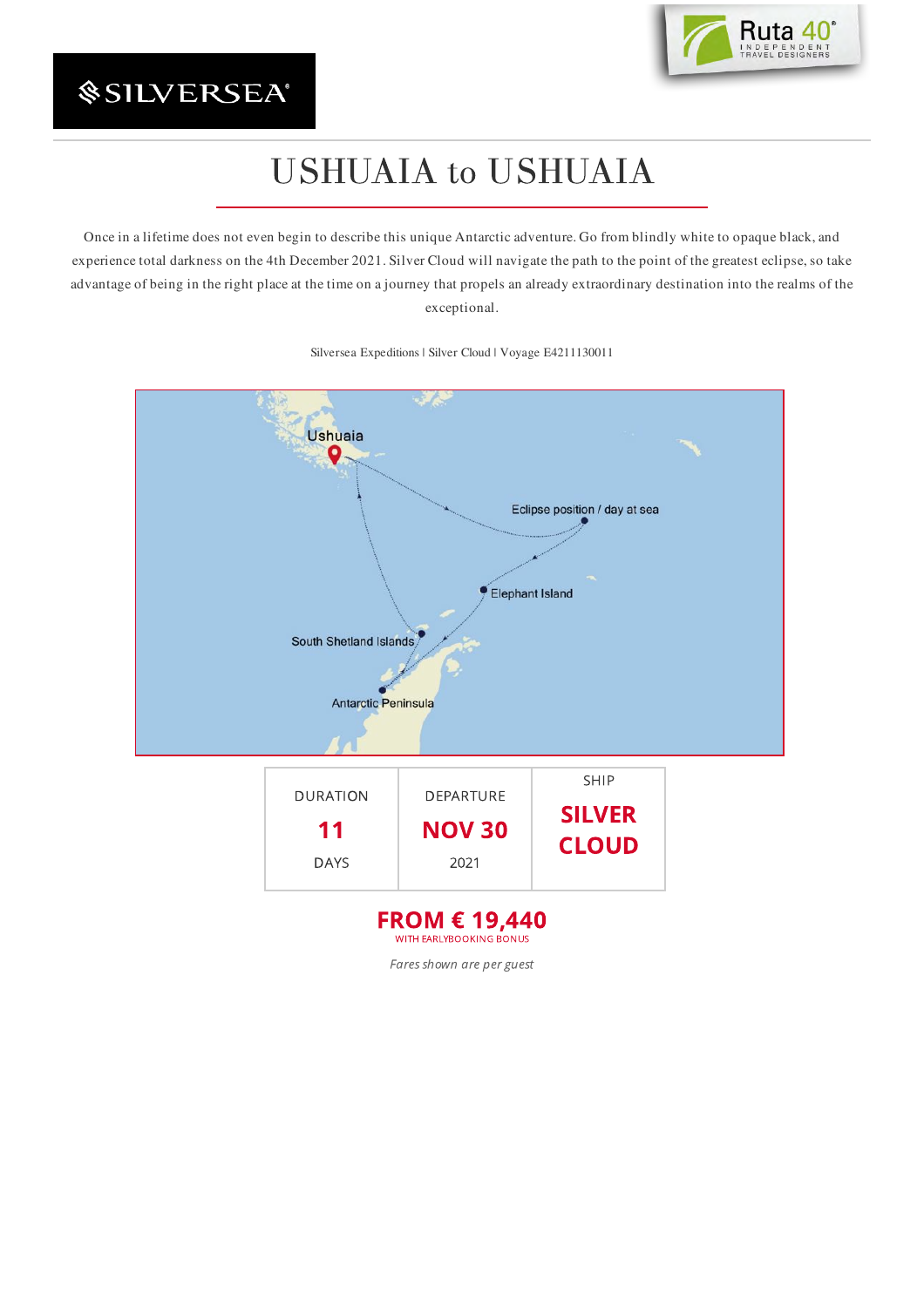SILVERSEA

Ruta 40 INDEPENDENT TRAVEL DESIGNERS

# USHUAIA to USHUAIA

Once in a lifetime does not even begin to describe this unique Antarctic adventure. Go from blindly white to opaque black, and experience total darkness on the 4th December 2021. Silver Cloud will navigate the path to the point of the greatest eclipse, so take advantage of being in the right place at the time on a journey that propels an already extraordinary destination into the realms of the exceptional.

Silversea Expeditions | Silver Cloud | Voyage E4211130011

Ushuaia

Eclipse position / day at sea

Elephant Island

South Shetland Islands

Antarctic Peninsula

| DURATION | DEPARTURE | SHIP |
|---|---|---|
| **11** DAYS | **NOV 30** 2021 | **SILVER CLOUD** |

**FROM € 19,440**
WITH EARLYBOOKING BONUS

*Fares shown are per guest*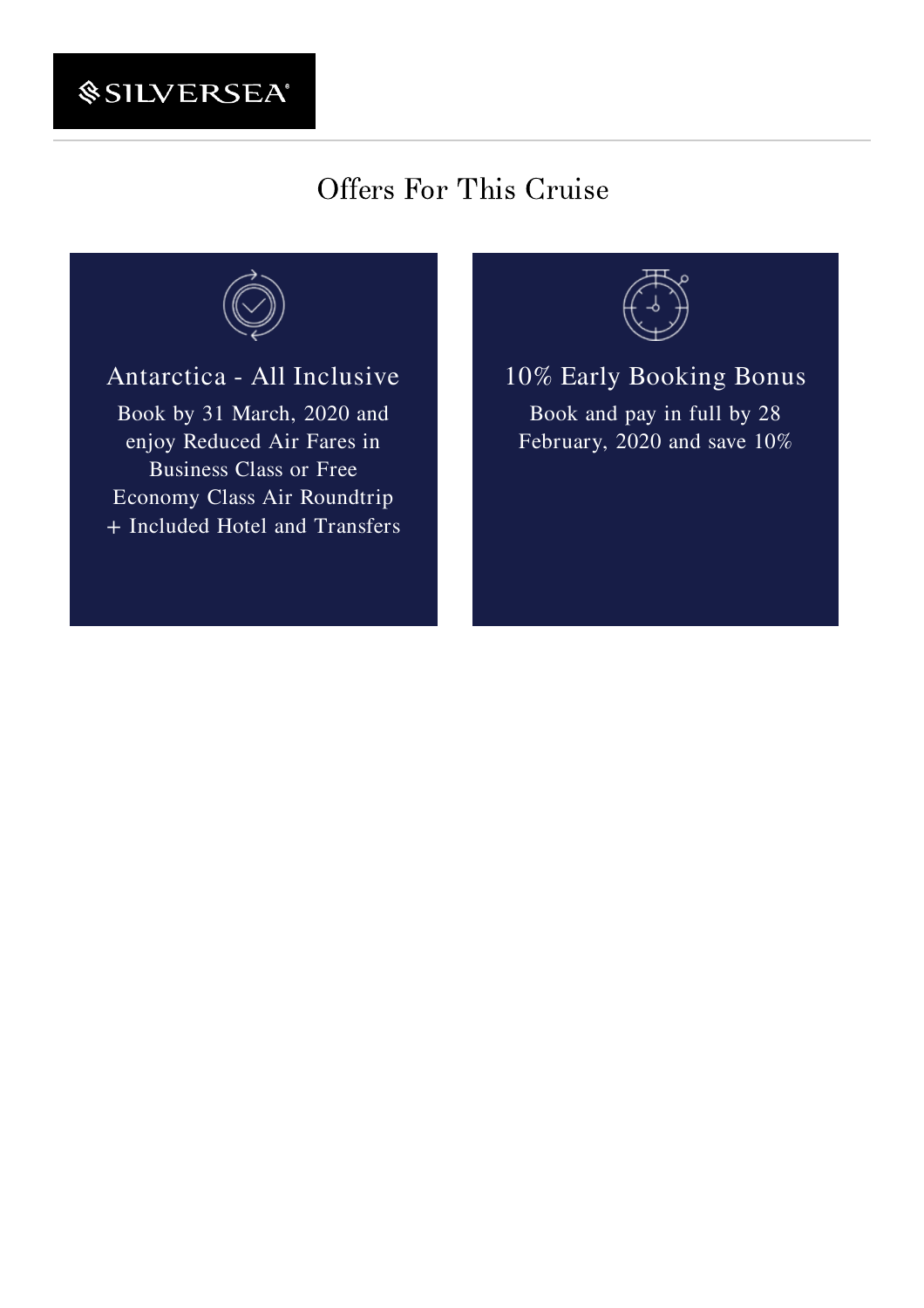SILVERSEA®

# Offers For This Cruise

## Antarctica - All Inclusive

Book by 31 March, 2020 and enjoy Reduced Air Fares in Business Class or Free Economy Class Air Roundtrip + Included Hotel and Transfers

## 10% Early Booking Bonus

Book and pay in full by 28 February, 2020 and save 10%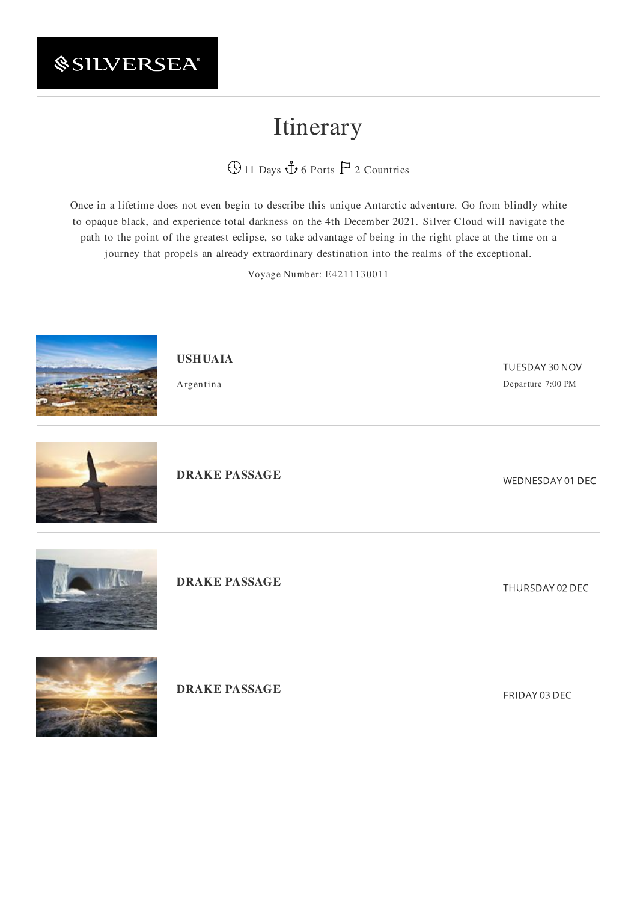SILVERSEA

# Itinerary

11 Days 6 Ports 2 Countries

Once in a lifetime does not even begin to describe this unique Antarctic adventure. Go from blindly white to opaque black, and experience total darkness on the 4th December 2021. Silver Cloud will navigate the path to the point of the greatest eclipse, so take advantage of being in the right place at the time on a journey that propels an already extraordinary destination into the realms of the exceptional.

Voyage Number: E4211130011

**USHUAIA**

Argentina

TUESDAY 30 NOV

Departure 7:00 PM

---

**DRAKE PASSAGE**

WEDNESDAY 01 DEC

---

**DRAKE PASSAGE**

THURSDAY 02 DEC

---

**DRAKE PASSAGE**

FRIDAY 03 DEC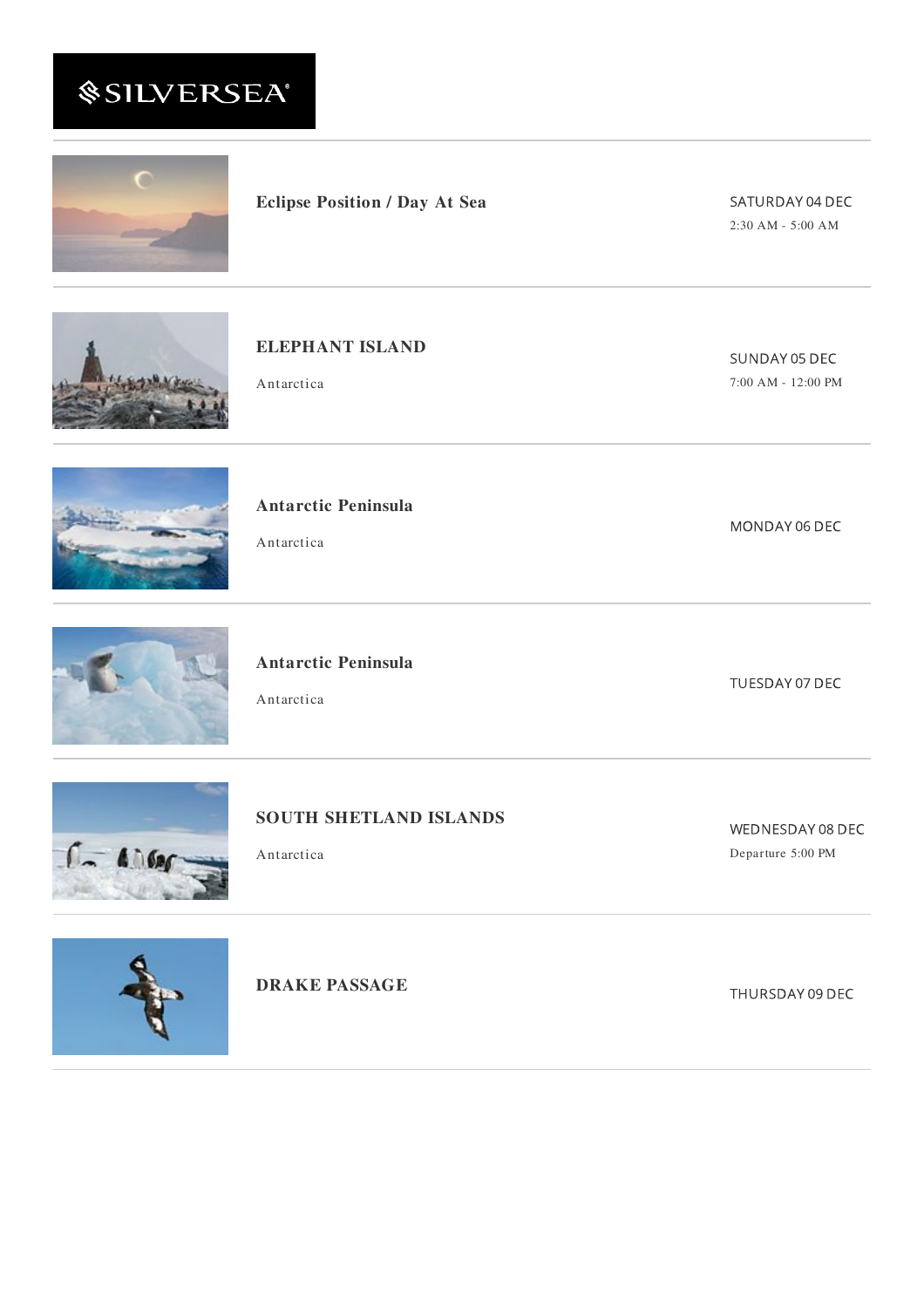SILVERSEA

**Eclipse Position / Day At Sea**

SATURDAY 04 DEC
2:30 AM - 5:00 AM

---

**ELEPHANT ISLAND**

Antarctica

SUNDAY 05 DEC
7:00 AM - 12:00 PM

---

**Antarctic Peninsula**

Antarctica

MONDAY 06 DEC

---

**Antarctic Peninsula**

Antarctica

TUESDAY 07 DEC

---

**SOUTH SHETLAND ISLANDS**

Antarctica

WEDNESDAY 08 DEC
Departure 5:00 PM

---

**DRAKE PASSAGE**

THURSDAY 09 DEC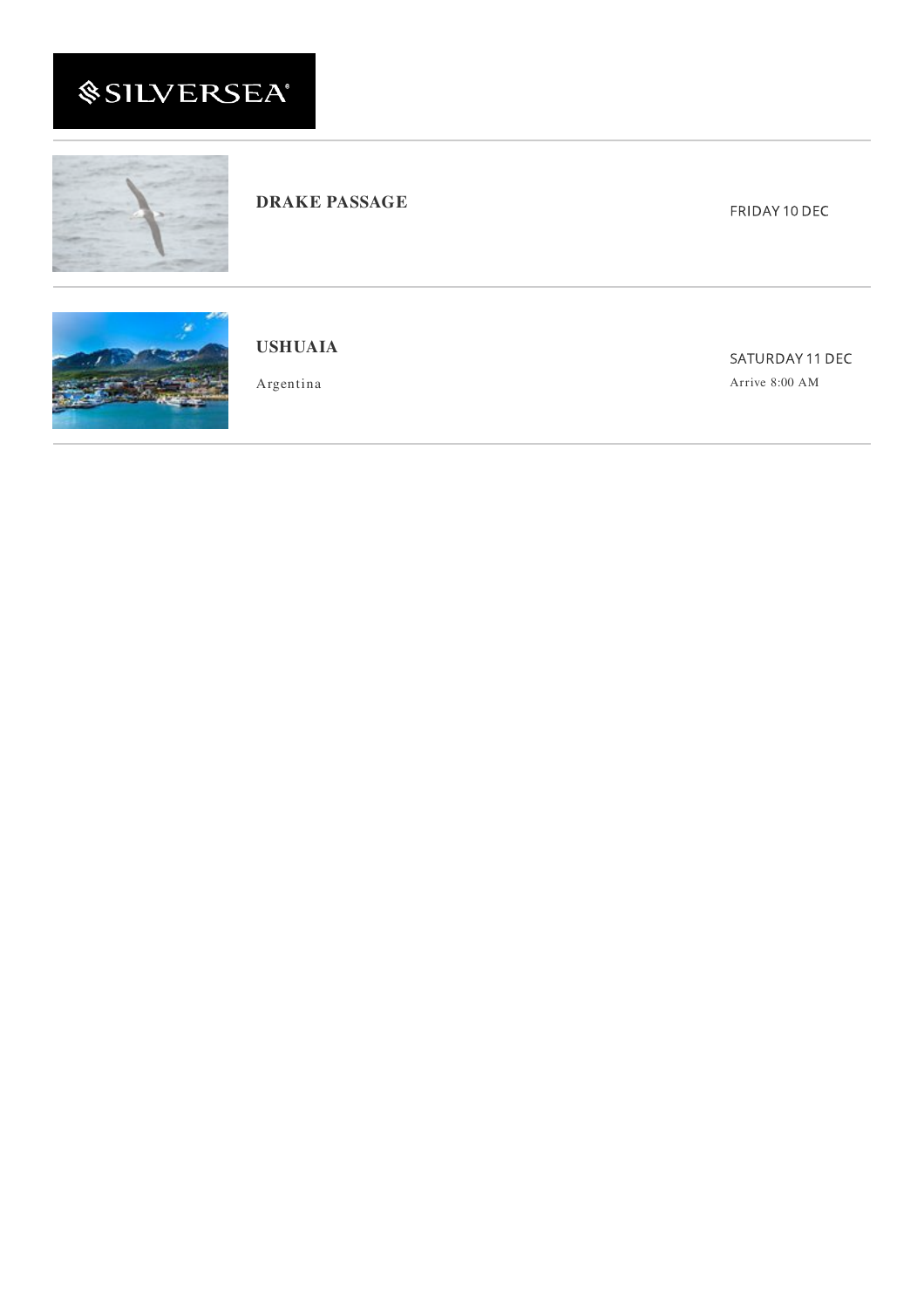## DRAKE PASSAGE

FRIDAY 10 DEC

## USHUAIA

Argentina

SATURDAY 11 DEC

Arrive 8:00 AM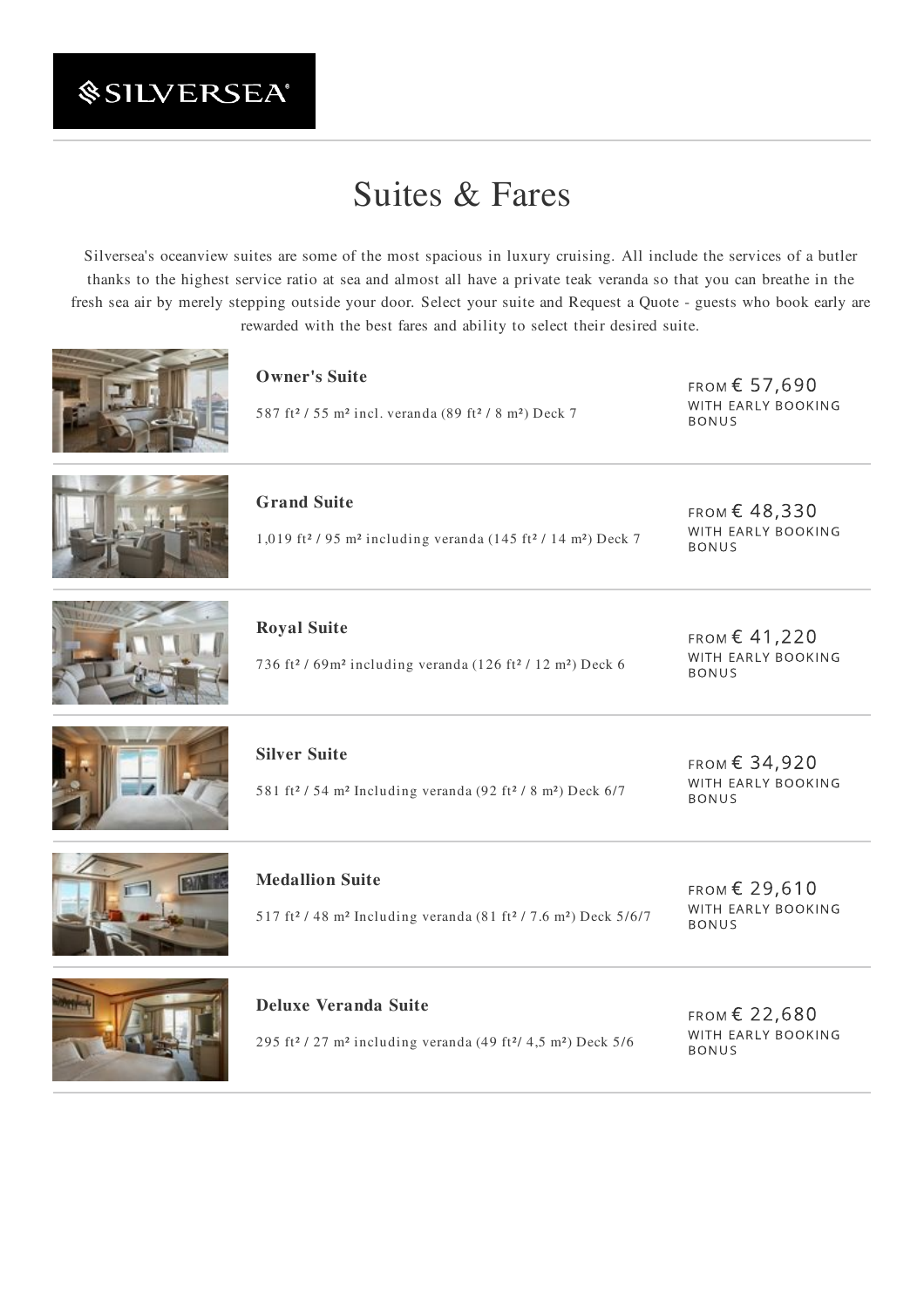SILVERSEA

# Suites & Fares

Silversea's oceanview suites are some of the most spacious in luxury cruising. All include the services of a butler thanks to the highest service ratio at sea and almost all have a private teak veranda so that you can breathe in the fresh sea air by merely stepping outside your door. Select your suite and Request a Quote - guests who book early are rewarded with the best fares and ability to select their desired suite.

**Owner's Suite**

587 ft² / 55 m² incl. veranda (89 ft² / 8 m²) Deck 7

FROM € 57,690
WITH EARLY BOOKING BONUS

**Grand Suite**

1,019 ft² / 95 m² including veranda (145 ft² / 14 m²) Deck 7

FROM € 48,330
WITH EARLY BOOKING BONUS

**Royal Suite**

736 ft² / 69m² including veranda (126 ft² / 12 m²) Deck 6

FROM € 41,220
WITH EARLY BOOKING BONUS

**Silver Suite**

581 ft² / 54 m² Including veranda (92 ft² / 8 m²) Deck 6/7

FROM € 34,920
WITH EARLY BOOKING BONUS

**Medallion Suite**

517 ft² / 48 m² Including veranda (81 ft² / 7.6 m²) Deck 5/6/7

FROM € 29,610
WITH EARLY BOOKING BONUS

**Deluxe Veranda Suite**

295 ft² / 27 m² including veranda (49 ft²/ 4,5 m²) Deck 5/6

FROM € 22,680
WITH EARLY BOOKING BONUS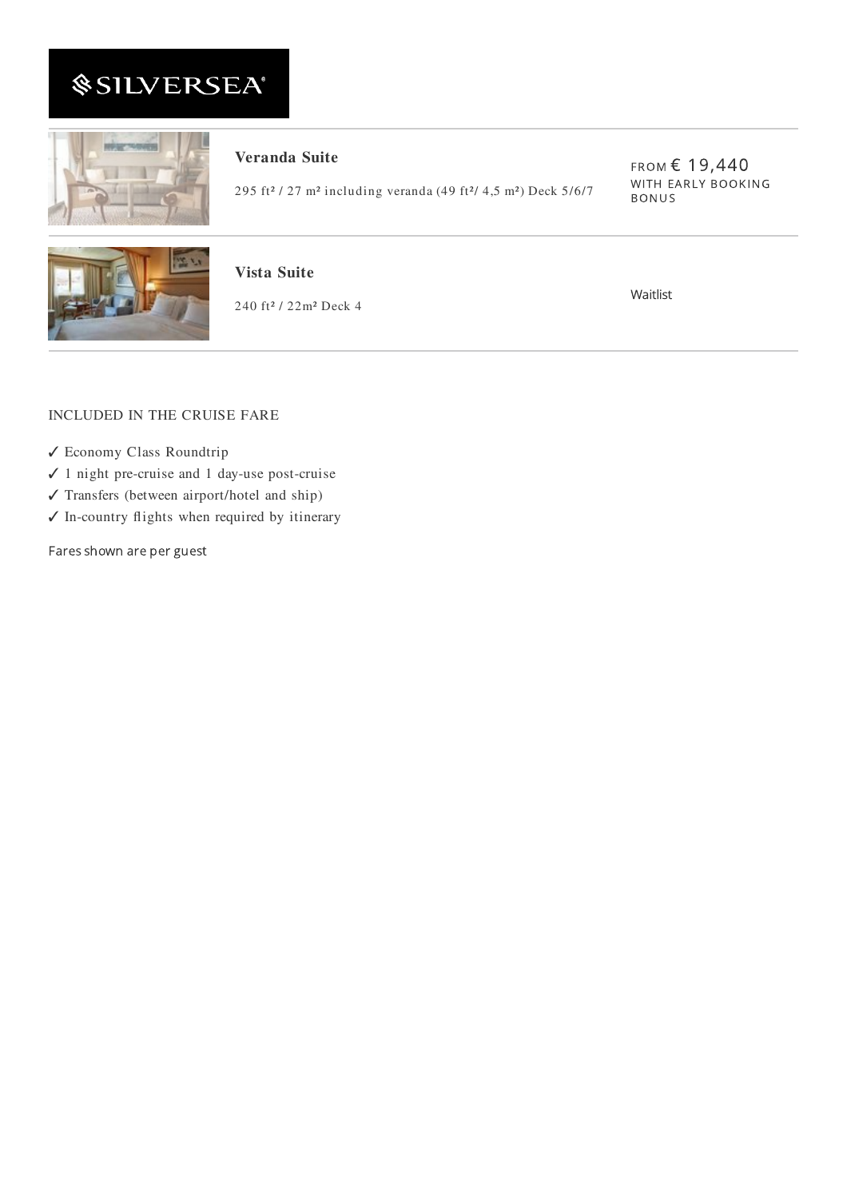SILVERSEA

| Suite | Details | Price |
|---|---|---|
| **Veranda Suite** | 295 ft² / 27 m² including veranda (49 ft²/ 4,5 m²) Deck 5/6/7 | FROM € 19,440 WITH EARLY BOOKING BONUS |
| **Vista Suite** | 240 ft² / 22m² Deck 4 | Waitlist |

INCLUDED IN THE CRUISE FARE

- ✓ Economy Class Roundtrip
- ✓ 1 night pre-cruise and 1 day-use post-cruise
- ✓ Transfers (between airport/hotel and ship)
- ✓ In-country flights when required by itinerary

Fares shown are per guest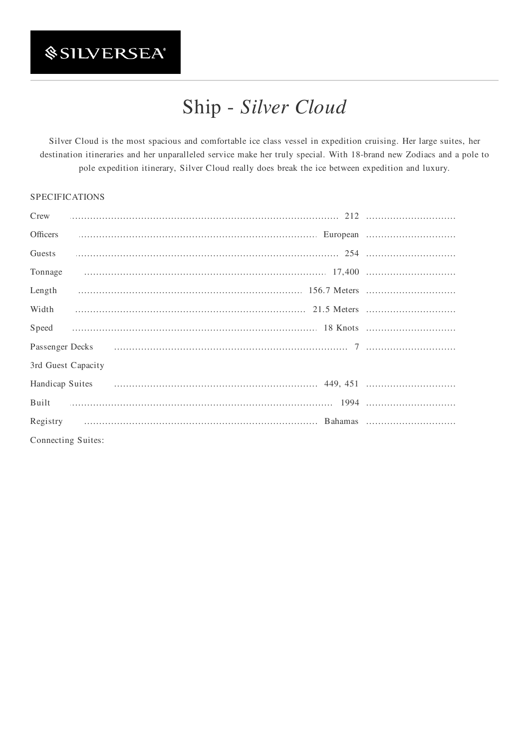SILVERSEA

# Ship - *Silver Cloud*

Silver Cloud is the most spacious and comfortable ice class vessel in expedition cruising. Her large suites, her destination itineraries and her unparalleled service make her truly special. With 18-brand new Zodiacs and a pole to pole expedition itinerary, Silver Cloud really does break the ice between expedition and luxury.

SPECIFICATIONS

| | |
|---|---|
| Crew | 212 |
| Officers | European |
| Guests | 254 |
| Tonnage | 17,400 |
| Length | 156.7 Meters |
| Width | 21.5 Meters |
| Speed | 18 Knots |
| Passenger Decks | 7 |
| 3rd Guest Capacity | |
| Handicap Suites | 449, 451 |
| Built | 1994 |
| Registry | Bahamas |
| Connecting Suites: | |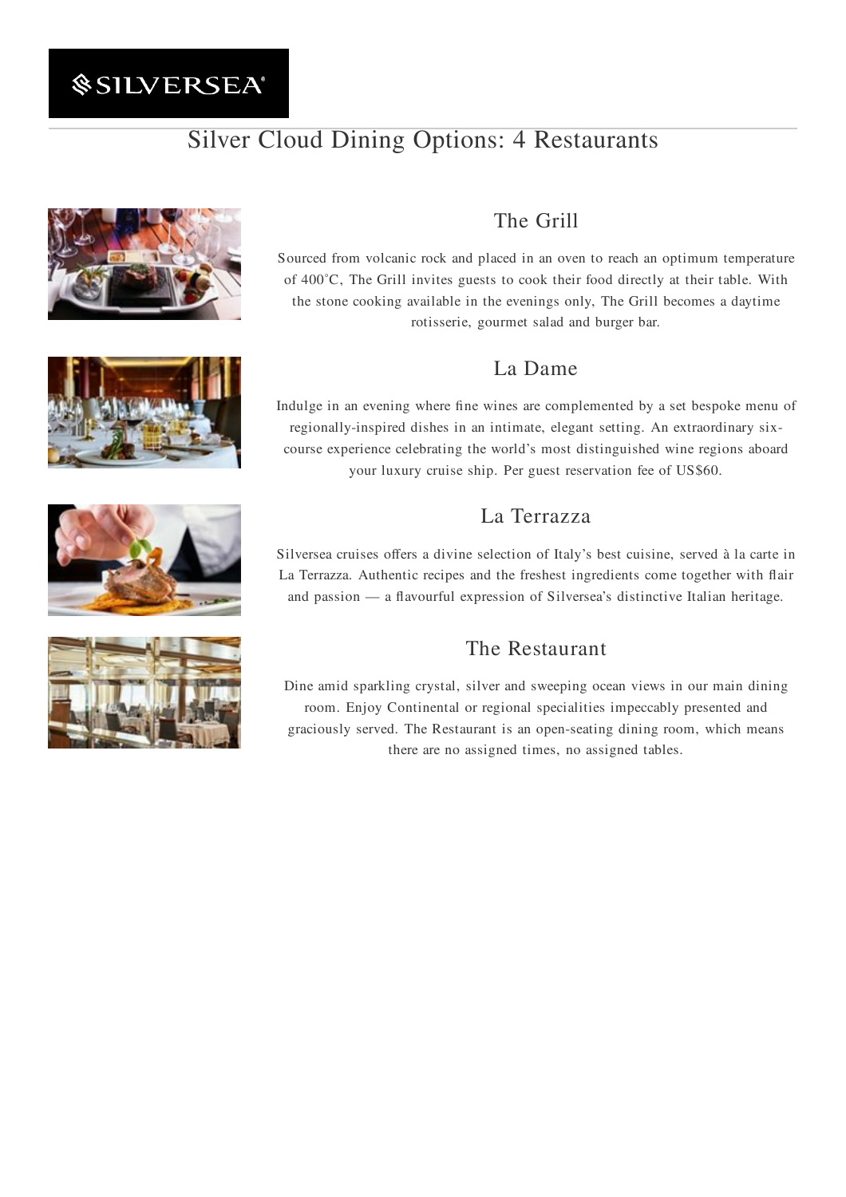# Silver Cloud Dining Options: 4 Restaurants

## The Grill

Sourced from volcanic rock and placed in an oven to reach an optimum temperature of 400˚C, The Grill invites guests to cook their food directly at their table. With the stone cooking available in the evenings only, The Grill becomes a daytime rotisserie, gourmet salad and burger bar.

## La Dame

Indulge in an evening where fine wines are complemented by a set bespoke menu of regionally-inspired dishes in an intimate, elegant setting. An extraordinary six-course experience celebrating the world's most distinguished wine regions aboard your luxury cruise ship. Per guest reservation fee of US$60.

## La Terrazza

Silversea cruises offers a divine selection of Italy's best cuisine, served à la carte in La Terrazza. Authentic recipes and the freshest ingredients come together with flair and passion — a flavourful expression of Silversea's distinctive Italian heritage.

## The Restaurant

Dine amid sparkling crystal, silver and sweeping ocean views in our main dining room. Enjoy Continental or regional specialities impeccably presented and graciously served. The Restaurant is an open-seating dining room, which means there are no assigned times, no assigned tables.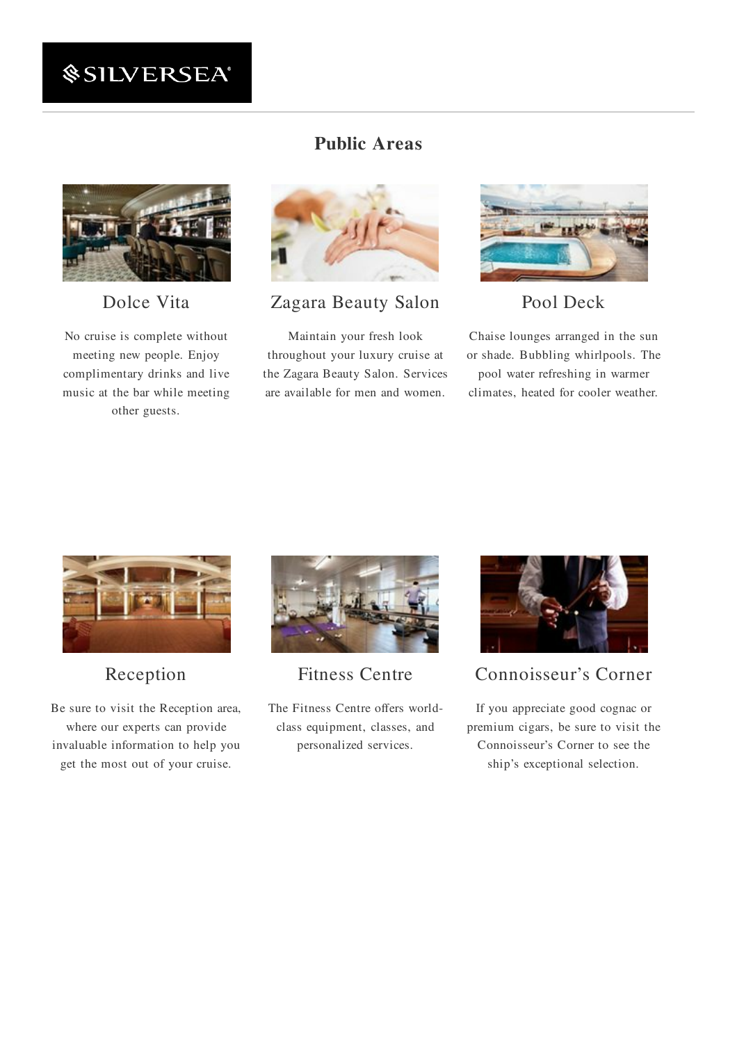## Public Areas

### Dolce Vita

No cruise is complete without meeting new people. Enjoy complimentary drinks and live music at the bar while meeting other guests.

### Zagara Beauty Salon

Maintain your fresh look throughout your luxury cruise at the Zagara Beauty Salon. Services are available for men and women.

### Pool Deck

Chaise lounges arranged in the sun or shade. Bubbling whirlpools. The pool water refreshing in warmer climates, heated for cooler weather.

### Reception

Be sure to visit the Reception area, where our experts can provide invaluable information to help you get the most out of your cruise.

### Fitness Centre

The Fitness Centre offers world-class equipment, classes, and personalized services.

### Connoisseur's Corner

If you appreciate good cognac or premium cigars, be sure to visit the Connoisseur's Corner to see the ship's exceptional selection.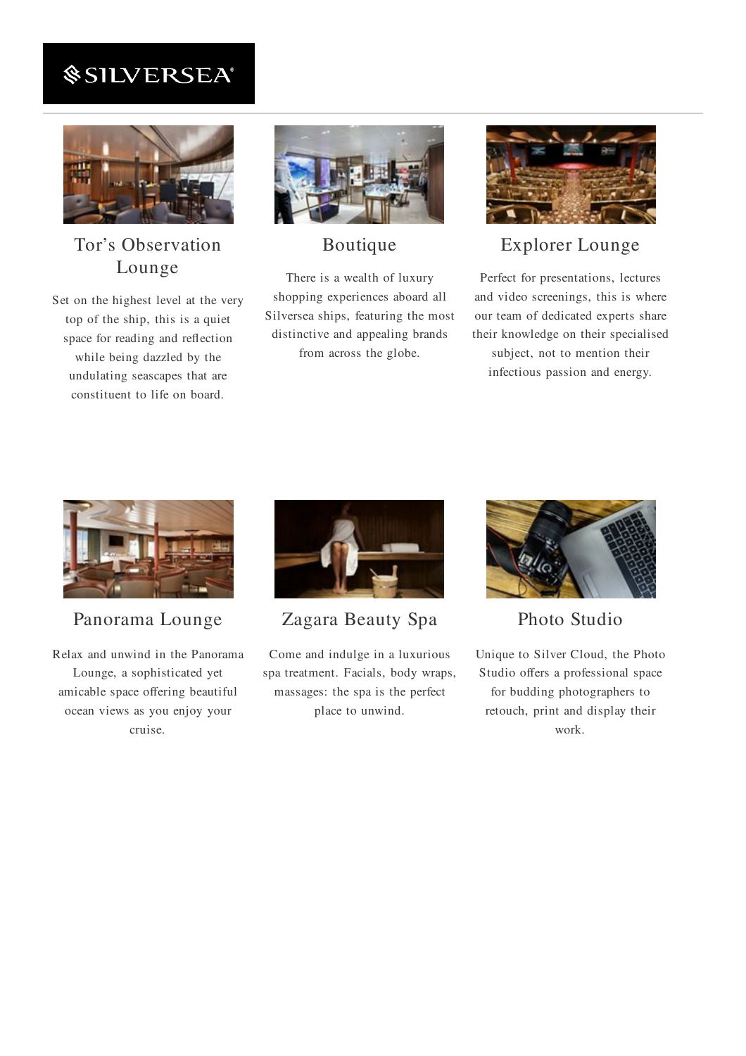## Tor's Observation Lounge

Set on the highest level at the very top of the ship, this is a quiet space for reading and reflection while being dazzled by the undulating seascapes that are constituent to life on board.

## Boutique

There is a wealth of luxury shopping experiences aboard all Silversea ships, featuring the most distinctive and appealing brands from across the globe.

## Explorer Lounge

Perfect for presentations, lectures and video screenings, this is where our team of dedicated experts share their knowledge on their specialised subject, not to mention their infectious passion and energy.

## Panorama Lounge

Relax and unwind in the Panorama Lounge, a sophisticated yet amicable space offering beautiful ocean views as you enjoy your cruise.

## Zagara Beauty Spa

Come and indulge in a luxurious spa treatment. Facials, body wraps, massages: the spa is the perfect place to unwind.

## Photo Studio

Unique to Silver Cloud, the Photo Studio offers a professional space for budding photographers to retouch, print and display their work.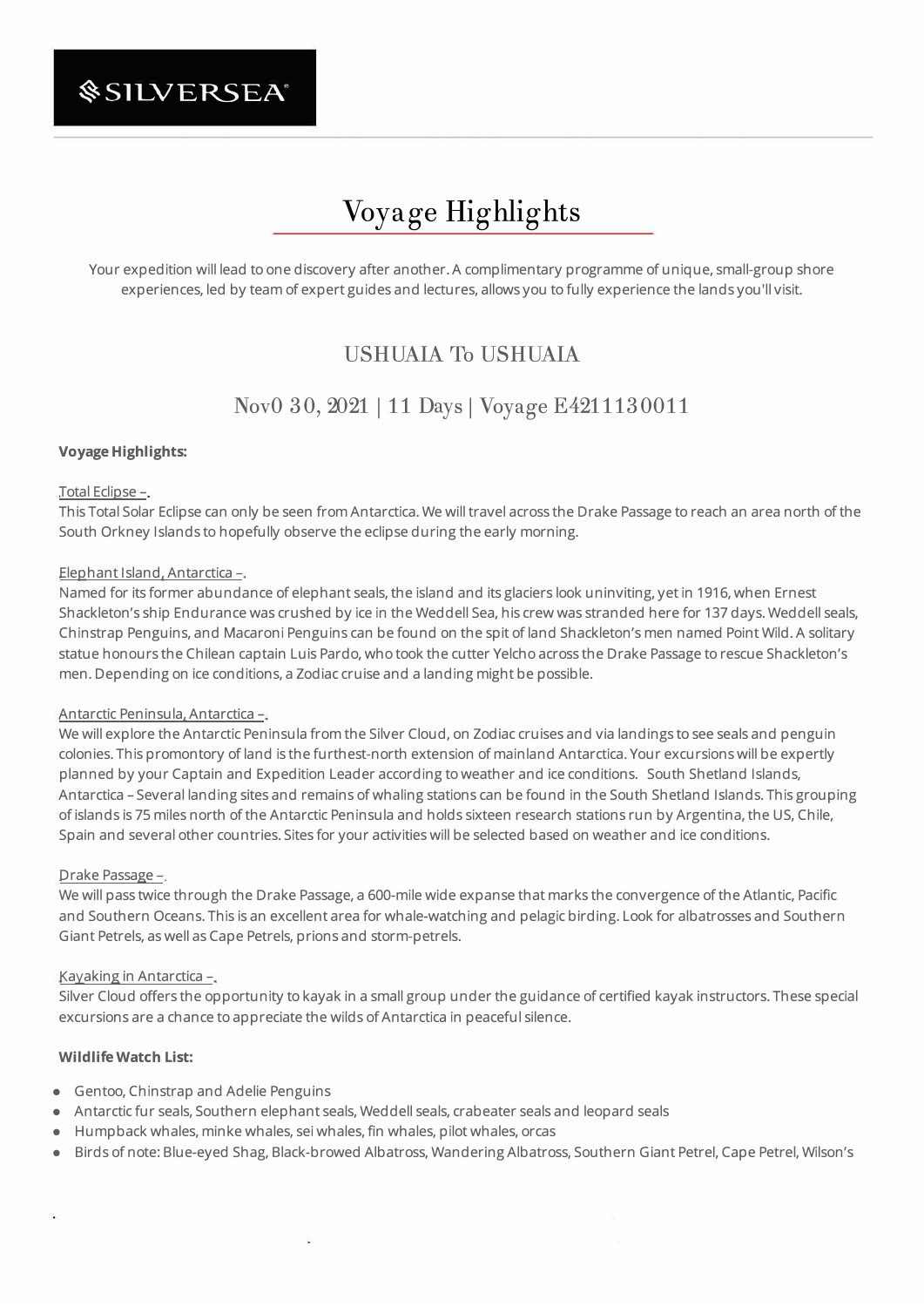SILVERSEA

# Voyage Highlights

Your expedition will lead to one discovery after another. A complimentary programme of unique, small-group shore experiences, led by team of expert guides and lectures, allows you to fully experience the lands you'll visit.

## USHUAIA To USHUAIA

## Nov0 30, 2021 | 11 Days | Voyage E4211130011

**Voyage Highlights:**

Total Eclipse –.
This Total Solar Eclipse can only be seen from Antarctica. We will travel across the Drake Passage to reach an area north of the South Orkney Islands to hopefully observe the eclipse during the early morning.

Elephant Island, Antarctica –.
Named for its former abundance of elephant seals, the island and its glaciers look uninviting, yet in 1916, when Ernest Shackleton's ship Endurance was crushed by ice in the Weddell Sea, his crew was stranded here for 137 days. Weddell seals, Chinstrap Penguins, and Macaroni Penguins can be found on the spit of land Shackleton's men named Point Wild. A solitary statue honours the Chilean captain Luis Pardo, who took the cutter Yelcho across the Drake Passage to rescue Shackleton's men. Depending on ice conditions, a Zodiac cruise and a landing might be possible.

Antarctic Peninsula, Antarctica –.
We will explore the Antarctic Peninsula from the Silver Cloud, on Zodiac cruises and via landings to see seals and penguin colonies. This promontory of land is the furthest-north extension of mainland Antarctica. Your excursions will be expertly planned by your Captain and Expedition Leader according to weather and ice conditions. South Shetland Islands, Antarctica – Several landing sites and remains of whaling stations can be found in the South Shetland Islands. This grouping of islands is 75 miles north of the Antarctic Peninsula and holds sixteen research stations run by Argentina, the US, Chile, Spain and several other countries. Sites for your activities will be selected based on weather and ice conditions.

Drake Passage –.
We will pass twice through the Drake Passage, a 600-mile wide expanse that marks the convergence of the Atlantic, Pacific and Southern Oceans. This is an excellent area for whale-watching and pelagic birding. Look for albatrosses and Southern Giant Petrels, as well as Cape Petrels, prions and storm-petrels.

Kayaking in Antarctica –.
Silver Cloud offers the opportunity to kayak in a small group under the guidance of certified kayak instructors. These special excursions are a chance to appreciate the wilds of Antarctica in peaceful silence.

**Wildlife Watch List:**

- Gentoo, Chinstrap and Adelie Penguins
- Antarctic fur seals, Southern elephant seals, Weddell seals, crabeater seals and leopard seals
- Humpback whales, minke whales, sei whales, fin whales, pilot whales, orcas
- Birds of note: Blue-eyed Shag, Black-browed Albatross, Wandering Albatross, Southern Giant Petrel, Cape Petrel, Wilson's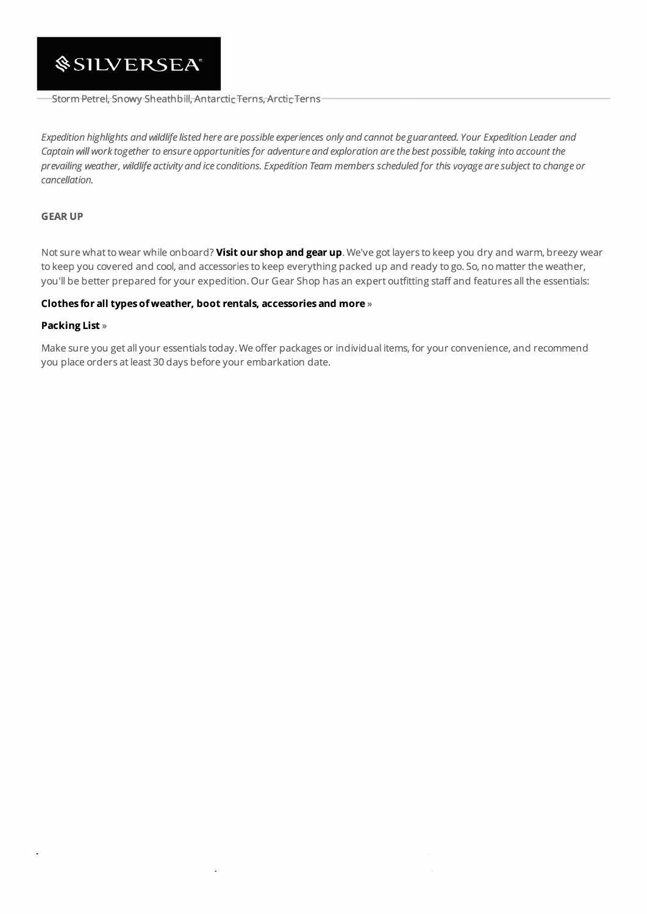Storm Petrel, Snowy Sheathbill, Antarctic Terns, Arctic Terns

*Expedition highlights and wildlife listed here are possible experiences only and cannot be guaranteed. Your Expedition Leader and Captain will work together to ensure opportunities for adventure and exploration are the best possible, taking into account the prevailing weather, wildlife activity and ice conditions. Expedition Team members scheduled for this voyage are subject to change or cancellation.*

**GEAR UP**

Not sure what to wear while onboard? **Visit our shop and gear up**. We've got layers to keep you dry and warm, breezy wear to keep you covered and cool, and accessories to keep everything packed up and ready to go. So, no matter the weather, you'll be better prepared for your expedition. Our Gear Shop has an expert outfitting staff and features all the essentials:

**Clothes for all types of weather, boot rentals, accessories and more** »

**Packing List** »

Make sure you get all your essentials today. We offer packages or individual items, for your convenience, and recommend you place orders at least 30 days before your embarkation date.